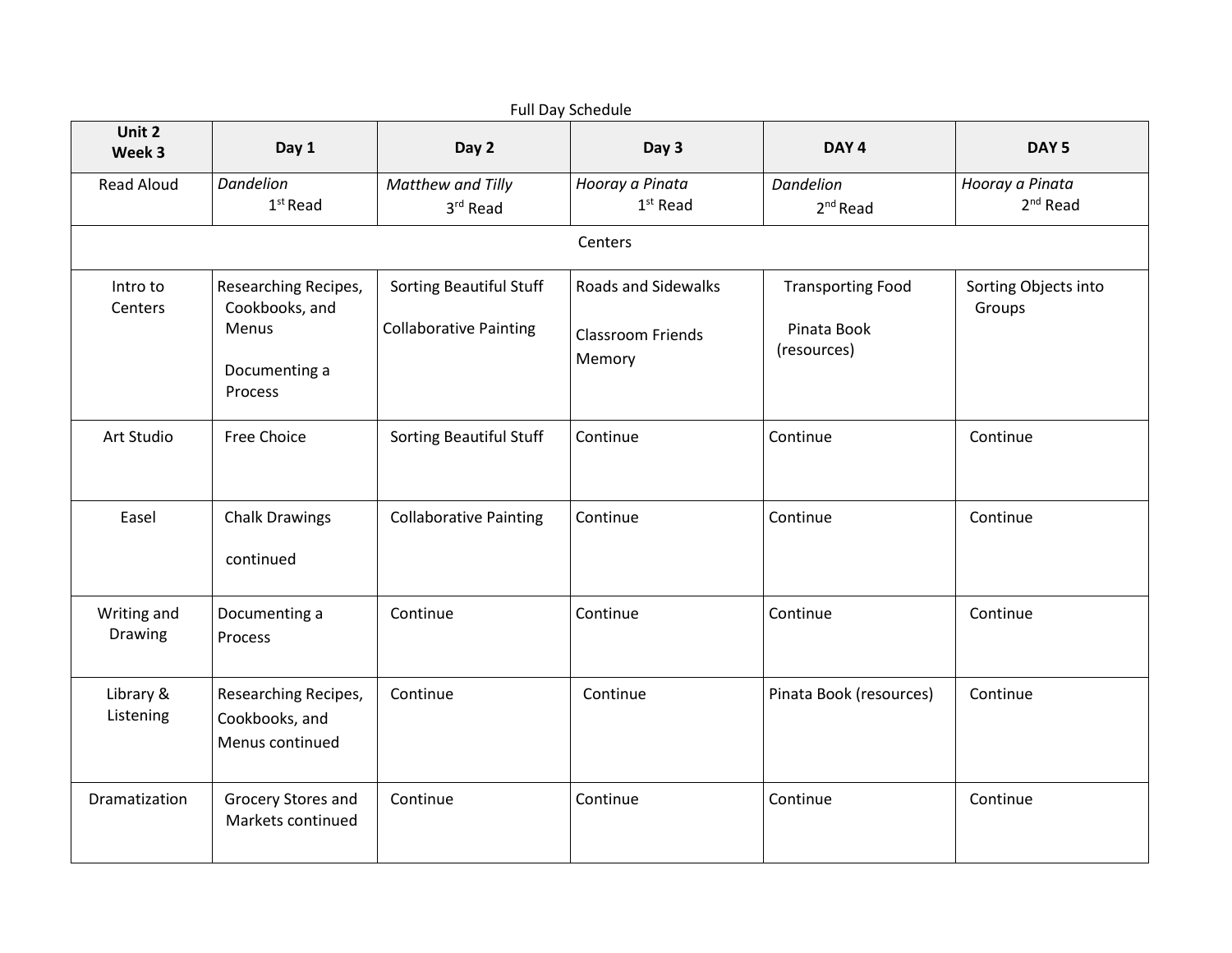Full Day Schedule

| Unit 2 Week 3 | Day 1 | Day 2 | Day 3 | DAY 4 | DAY 5 |
|---|---|---|---|---|---|
| Read Aloud | *Dandelion* 1st Read | *Matthew and Tilly* 3rd Read | *Hooray a Pinata* 1st Read | *Dandelion* 2nd Read | *Hooray a Pinata* 2nd Read |
| Centers | | | | | |
| Intro to Centers | Researching Recipes, Cookbooks, and Menus<br><br>Documenting a Process | Sorting Beautiful Stuff<br><br>Collaborative Painting | Roads and Sidewalks<br><br>Classroom Friends Memory | Transporting Food<br><br>Pinata Book (resources) | Sorting Objects into Groups |
| Art Studio | Free Choice | Sorting Beautiful Stuff | Continue | Continue | Continue |
| Easel | Chalk Drawings<br><br>continued | Collaborative Painting | Continue | Continue | Continue |
| Writing and Drawing | Documenting a Process | Continue | Continue | Continue | Continue |
| Library & Listening | Researching Recipes, Cookbooks, and Menus continued | Continue | Continue | Pinata Book (resources) | Continue |
| Dramatization | Grocery Stores and Markets continued | Continue | Continue | Continue | Continue |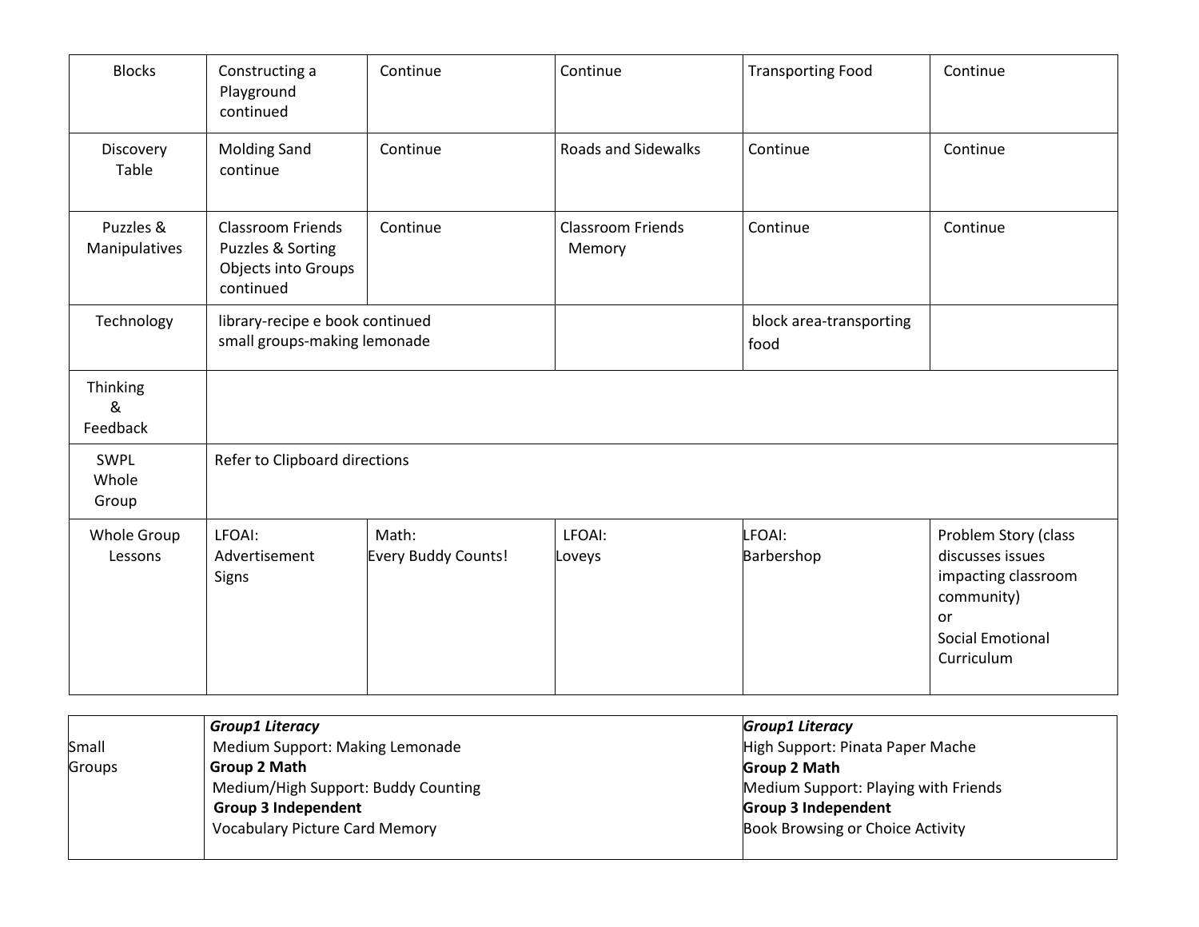| Blocks | Constructing a Playground continued | Continue | Continue | Transporting Food | Continue |
|---|---|---|---|---|---|
| Discovery Table | Molding Sand continue | Continue | Roads and Sidewalks | Continue | Continue |
| Puzzles & Manipulatives | Classroom Friends Puzzles & Sorting Objects into Groups continued | Continue | Classroom Friends Memory | Continue | Continue |
| Technology | library-recipe e book continued<br>small groups-making lemonade | | | block area-transporting food | |
| Thinking & Feedback | | | | | |
| SWPL Whole Group | Refer to Clipboard directions | | | | |
| Whole Group Lessons | LFOAI:<br>Advertisement Signs | Math:<br>Every Buddy Counts! | LFOAI:<br>Loveys | LFOAI:<br>Barbershop | Problem Story (class discusses issues impacting classroom community)<br>or<br>Social Emotional Curriculum |

| Small Groups | ***Group1 Literacy***<br>Medium Support: Making Lemonade<br>**Group 2 Math**<br>Medium/High Support: Buddy Counting<br>**Group 3 Independent**<br>Vocabulary Picture Card Memory | ***Group1 Literacy***<br>High Support: Pinata Paper Mache<br>**Group 2 Math**<br>Medium Support: Playing with Friends<br>**Group 3 Independent**<br>Book Browsing or Choice Activity |
|---|---|---|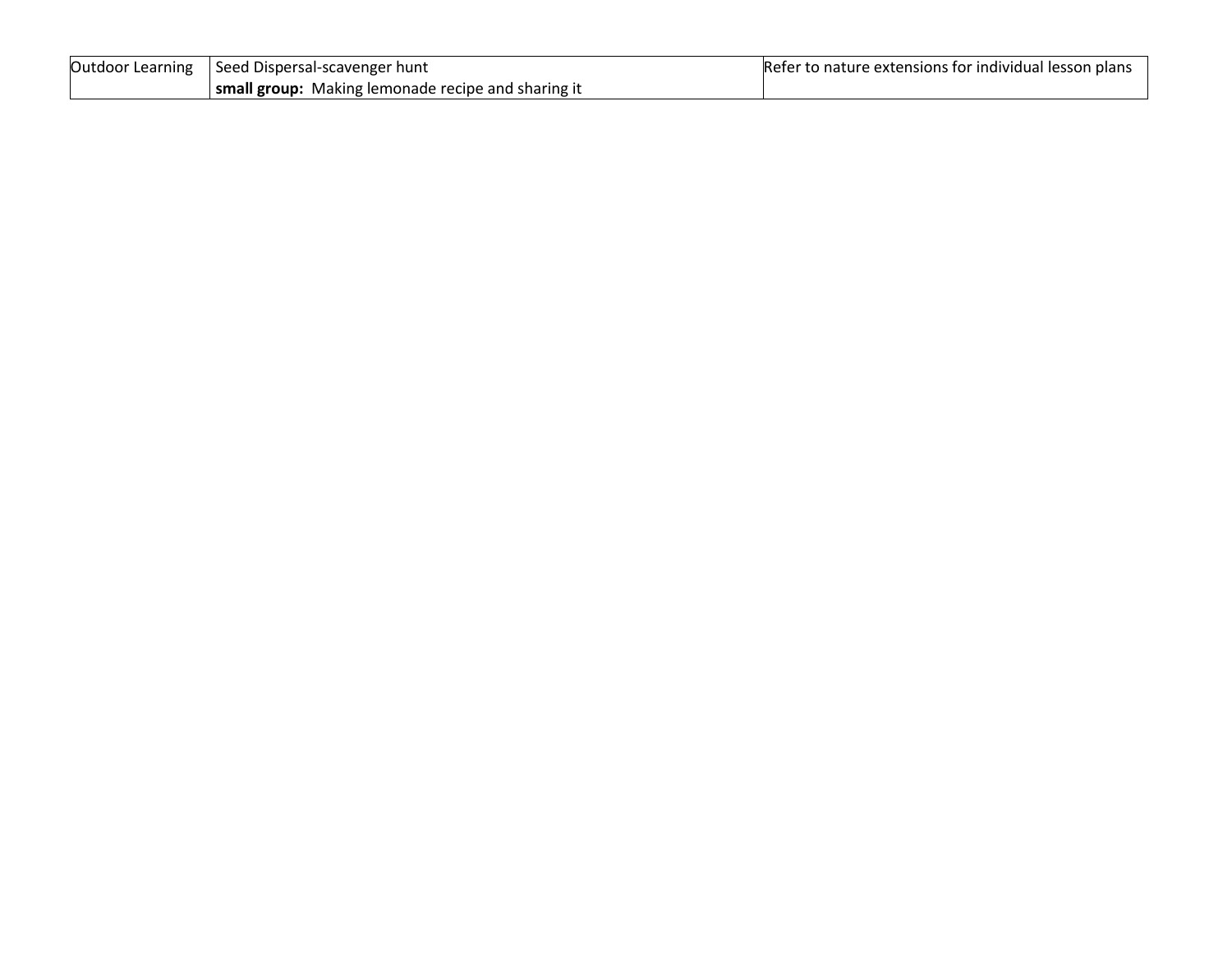| | | |
|---|---|---|
| Outdoor Learning | Seed Dispersal-scavenger hunt<br>**small group:** Making lemonade recipe and sharing it | Refer to nature extensions for individual lesson plans |